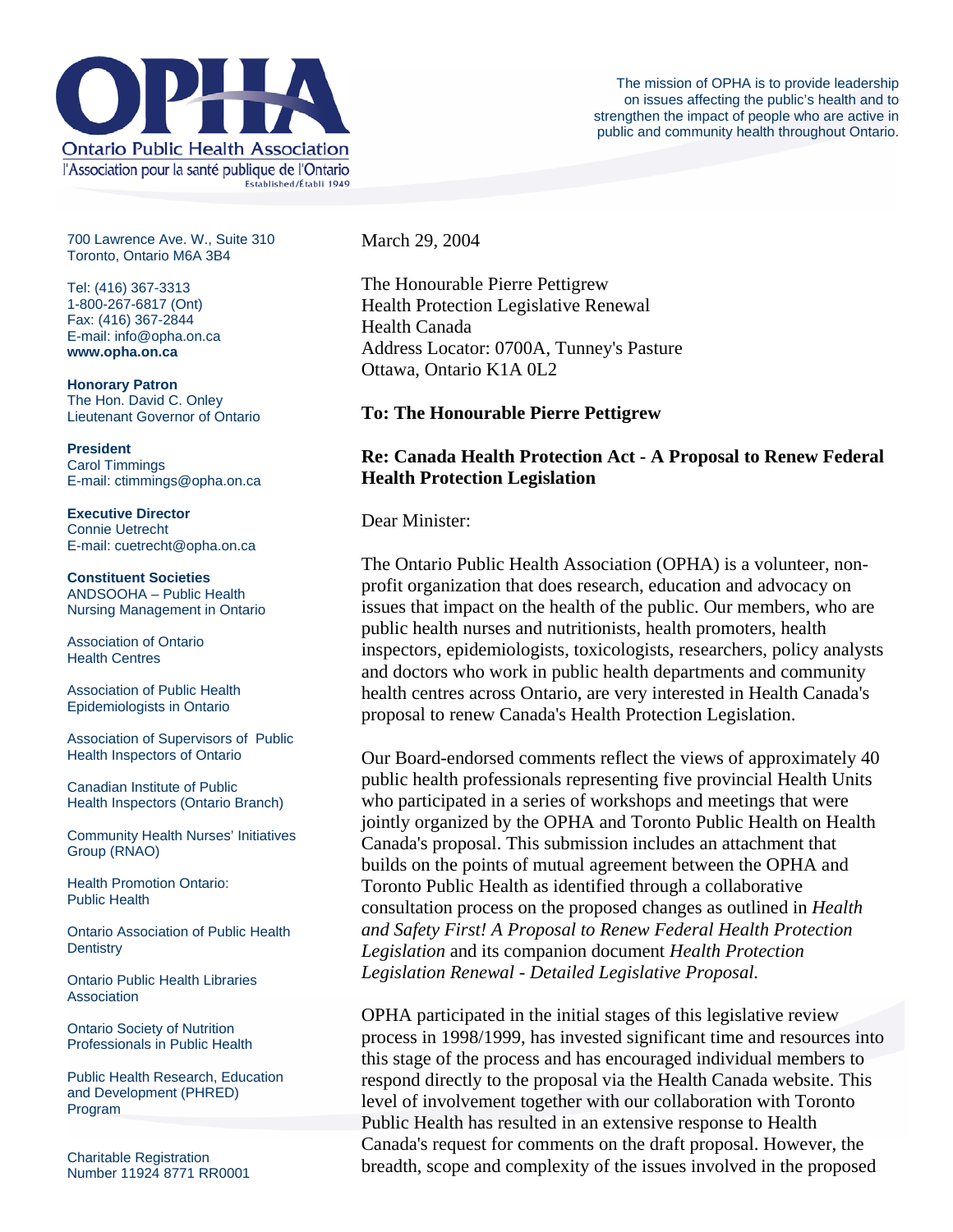**OPHA**

Ontario Public Health Association

l'Association pour la santé publique de l'Ontario

Established/Établi 1949

The mission of OPHA is to provide leadership on issues affecting the public's health and to strengthen the impact of people who are active in public and community health throughout Ontario.

700 Lawrence Ave. W., Suite 310
Toronto, Ontario M6A 3B4

Tel: (416) 367-3313
1-800-267-6817 (Ont)
Fax: (416) 367-2844
E-mail: info@opha.on.ca
**www.opha.on.ca**

**Honorary Patron**
The Hon. David C. Onley
Lieutenant Governor of Ontario

**President**
Carol Timmings
E-mail: ctimmings@opha.on.ca

**Executive Director**
Connie Uetrecht
E-mail: cuetrecht@opha.on.ca

**Constituent Societies**
ANDSOOHA – Public Health Nursing Management in Ontario

Association of Ontario Health Centres

Association of Public Health Epidemiologists in Ontario

Association of Supervisors of Public Health Inspectors of Ontario

Canadian Institute of Public Health Inspectors (Ontario Branch)

Community Health Nurses' Initiatives Group (RNAO)

Health Promotion Ontario: Public Health

Ontario Association of Public Health Dentistry

Ontario Public Health Libraries Association

Ontario Society of Nutrition Professionals in Public Health

Public Health Research, Education and Development (PHRED) Program

Charitable Registration Number 11924 8771 RR0001

March 29, 2004

The Honourable Pierre Pettigrew
Health Protection Legislative Renewal
Health Canada
Address Locator: 0700A, Tunney's Pasture
Ottawa, Ontario K1A 0L2

**To: The Honourable Pierre Pettigrew**

**Re: Canada Health Protection Act - A Proposal to Renew Federal Health Protection Legislation**

Dear Minister:

The Ontario Public Health Association (OPHA) is a volunteer, non-profit organization that does research, education and advocacy on issues that impact on the health of the public. Our members, who are public health nurses and nutritionists, health promoters, health inspectors, epidemiologists, toxicologists, researchers, policy analysts and doctors who work in public health departments and community health centres across Ontario, are very interested in Health Canada's proposal to renew Canada's Health Protection Legislation.

Our Board-endorsed comments reflect the views of approximately 40 public health professionals representing five provincial Health Units who participated in a series of workshops and meetings that were jointly organized by the OPHA and Toronto Public Health on Health Canada's proposal. This submission includes an attachment that builds on the points of mutual agreement between the OPHA and Toronto Public Health as identified through a collaborative consultation process on the proposed changes as outlined in *Health and Safety First! A Proposal to Renew Federal Health Protection Legislation* and its companion document *Health Protection Legislation Renewal - Detailed Legislative Proposal.*

OPHA participated in the initial stages of this legislative review process in 1998/1999, has invested significant time and resources into this stage of the process and has encouraged individual members to respond directly to the proposal via the Health Canada website. This level of involvement together with our collaboration with Toronto Public Health has resulted in an extensive response to Health Canada's request for comments on the draft proposal. However, the breadth, scope and complexity of the issues involved in the proposed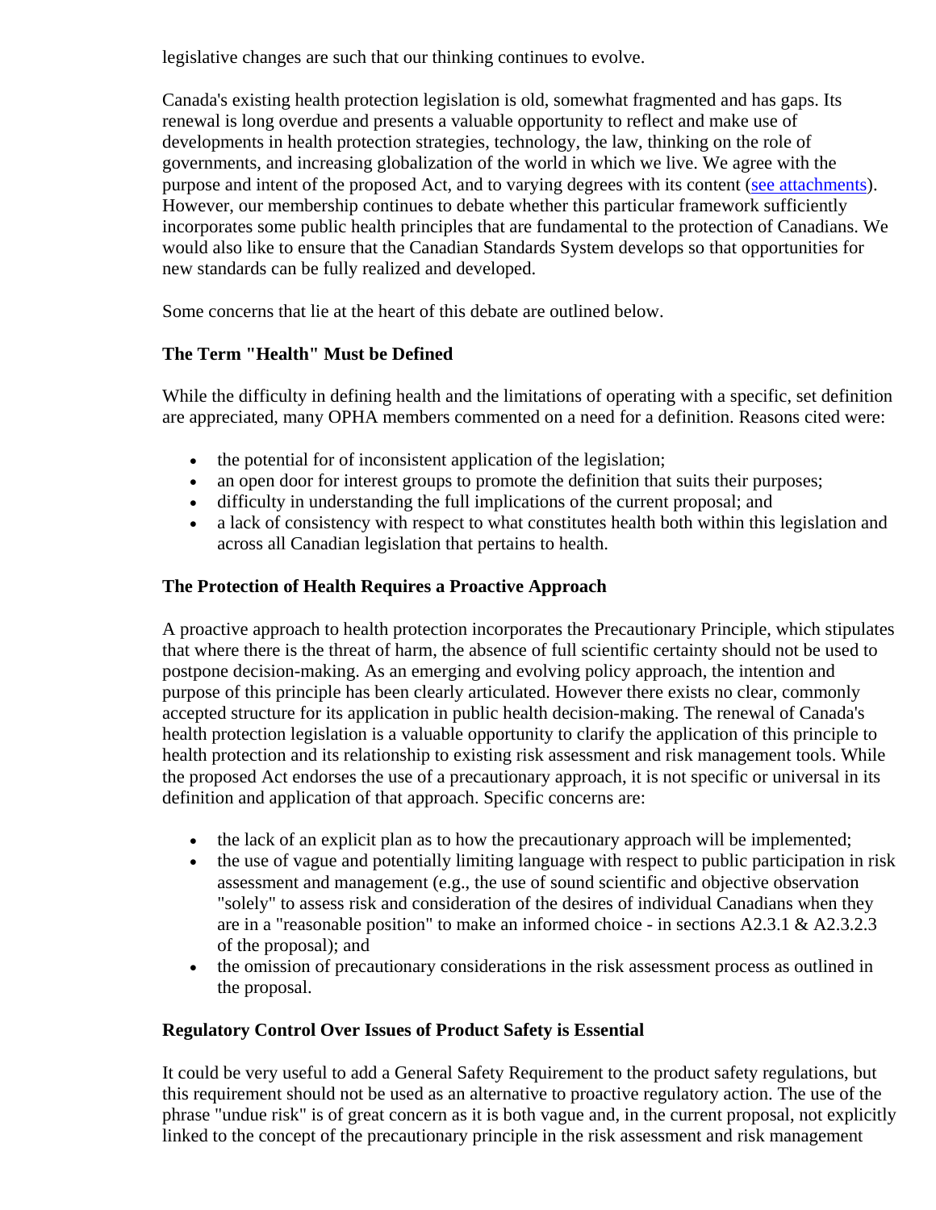legislative changes are such that our thinking continues to evolve.

Canada's existing health protection legislation is old, somewhat fragmented and has gaps. Its renewal is long overdue and presents a valuable opportunity to reflect and make use of developments in health protection strategies, technology, the law, thinking on the role of governments, and increasing globalization of the world in which we live. We agree with the purpose and intent of the proposed Act, and to varying degrees with its content (see attachments). However, our membership continues to debate whether this particular framework sufficiently incorporates some public health principles that are fundamental to the protection of Canadians. We would also like to ensure that the Canadian Standards System develops so that opportunities for new standards can be fully realized and developed.

Some concerns that lie at the heart of this debate are outlined below.

### The Term "Health" Must be Defined

While the difficulty in defining health and the limitations of operating with a specific, set definition are appreciated, many OPHA members commented on a need for a definition. Reasons cited were:

- the potential for of inconsistent application of the legislation;
- an open door for interest groups to promote the definition that suits their purposes;
- difficulty in understanding the full implications of the current proposal; and
- a lack of consistency with respect to what constitutes health both within this legislation and across all Canadian legislation that pertains to health.

### The Protection of Health Requires a Proactive Approach

A proactive approach to health protection incorporates the Precautionary Principle, which stipulates that where there is the threat of harm, the absence of full scientific certainty should not be used to postpone decision-making. As an emerging and evolving policy approach, the intention and purpose of this principle has been clearly articulated. However there exists no clear, commonly accepted structure for its application in public health decision-making. The renewal of Canada's health protection legislation is a valuable opportunity to clarify the application of this principle to health protection and its relationship to existing risk assessment and risk management tools. While the proposed Act endorses the use of a precautionary approach, it is not specific or universal in its definition and application of that approach. Specific concerns are:

- the lack of an explicit plan as to how the precautionary approach will be implemented;
- the use of vague and potentially limiting language with respect to public participation in risk assessment and management (e.g., the use of sound scientific and objective observation "solely" to assess risk and consideration of the desires of individual Canadians when they are in a "reasonable position" to make an informed choice - in sections A2.3.1 & A2.3.2.3 of the proposal); and
- the omission of precautionary considerations in the risk assessment process as outlined in the proposal.

### Regulatory Control Over Issues of Product Safety is Essential

It could be very useful to add a General Safety Requirement to the product safety regulations, but this requirement should not be used as an alternative to proactive regulatory action. The use of the phrase "undue risk" is of great concern as it is both vague and, in the current proposal, not explicitly linked to the concept of the precautionary principle in the risk assessment and risk management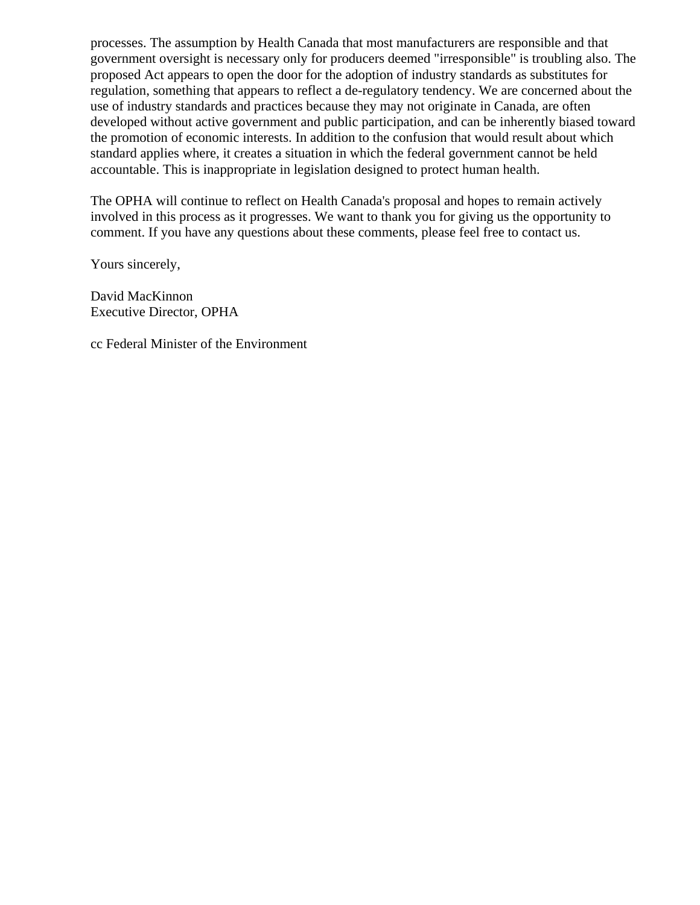processes. The assumption by Health Canada that most manufacturers are responsible and that government oversight is necessary only for producers deemed "irresponsible" is troubling also. The proposed Act appears to open the door for the adoption of industry standards as substitutes for regulation, something that appears to reflect a de-regulatory tendency. We are concerned about the use of industry standards and practices because they may not originate in Canada, are often developed without active government and public participation, and can be inherently biased toward the promotion of economic interests. In addition to the confusion that would result about which standard applies where, it creates a situation in which the federal government cannot be held accountable. This is inappropriate in legislation designed to protect human health.

The OPHA will continue to reflect on Health Canada's proposal and hopes to remain actively involved in this process as it progresses. We want to thank you for giving us the opportunity to comment. If you have any questions about these comments, please feel free to contact us.

Yours sincerely,

David MacKinnon
Executive Director, OPHA

cc Federal Minister of the Environment